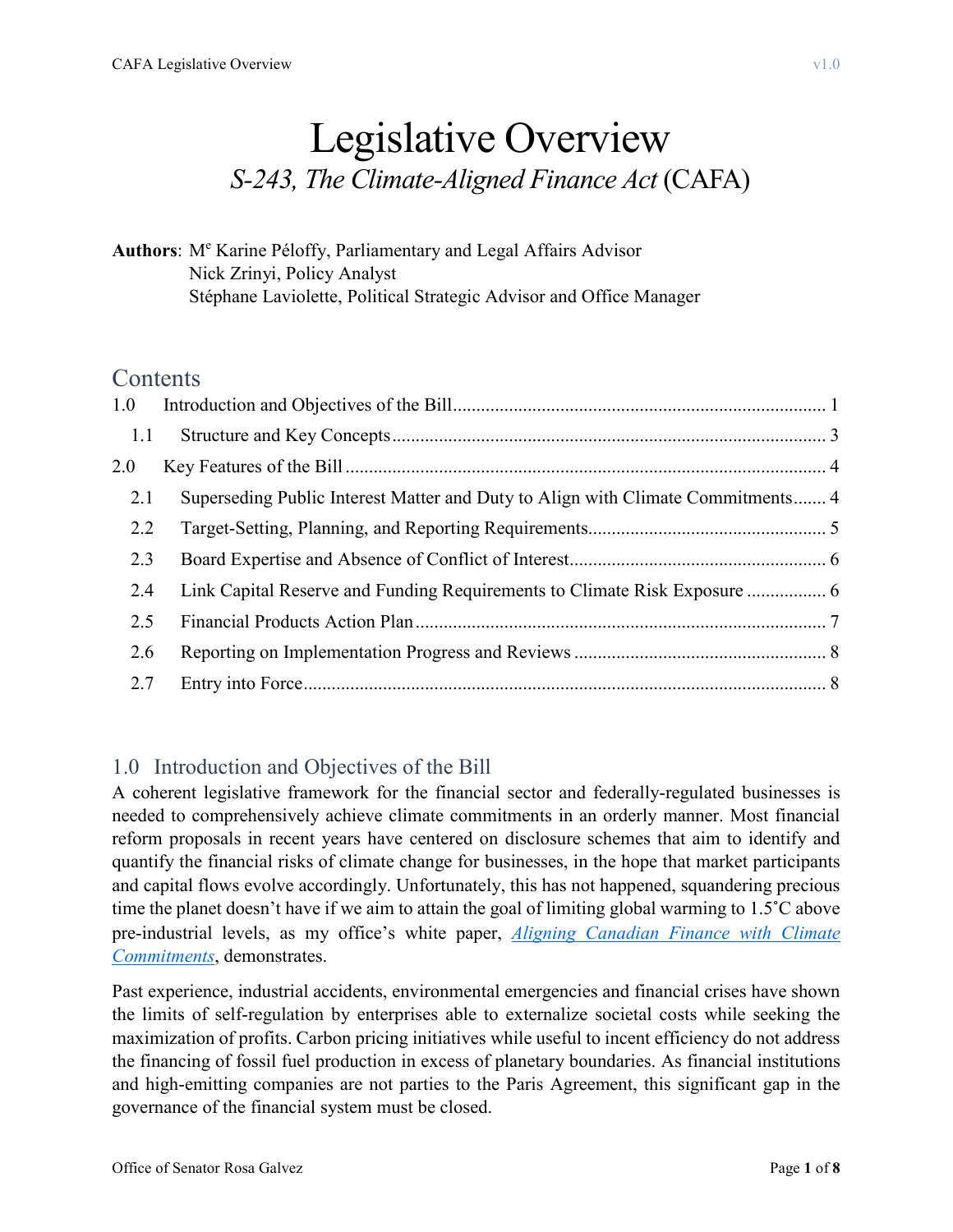# Legislative Overview

## *S-243, The Climate-Aligned Finance Act* (CAFA)

**Authors**: Me Karine Péloffy, Parliamentary and Legal Affairs Advisor
Nick Zrinyi, Policy Analyst
Stéphane Laviolette, Political Strategic Advisor and Office Manager

## Contents

- 1.0 Introduction and Objectives of the Bill ..... 1
  - 1.1 Structure and Key Concepts ..... 3
- 2.0 Key Features of the Bill ..... 4
  - 2.1 Superseding Public Interest Matter and Duty to Align with Climate Commitments ..... 4
  - 2.2 Target-Setting, Planning, and Reporting Requirements ..... 5
  - 2.3 Board Expertise and Absence of Conflict of Interest ..... 6
  - 2.4 Link Capital Reserve and Funding Requirements to Climate Risk Exposure ..... 6
  - 2.5 Financial Products Action Plan ..... 7
  - 2.6 Reporting on Implementation Progress and Reviews ..... 8
  - 2.7 Entry into Force ..... 8

## 1.0 Introduction and Objectives of the Bill

A coherent legislative framework for the financial sector and federally-regulated businesses is needed to comprehensively achieve climate commitments in an orderly manner. Most financial reform proposals in recent years have centered on disclosure schemes that aim to identify and quantify the financial risks of climate change for businesses, in the hope that market participants and capital flows evolve accordingly. Unfortunately, this has not happened, squandering precious time the planet doesn't have if we aim to attain the goal of limiting global warming to 1.5˚C above pre-industrial levels, as my office's white paper, *Aligning Canadian Finance with Climate Commitments*, demonstrates.

Past experience, industrial accidents, environmental emergencies and financial crises have shown the limits of self-regulation by enterprises able to externalize societal costs while seeking the maximization of profits. Carbon pricing initiatives while useful to incent efficiency do not address the financing of fossil fuel production in excess of planetary boundaries. As financial institutions and high-emitting companies are not parties to the Paris Agreement, this significant gap in the governance of the financial system must be closed.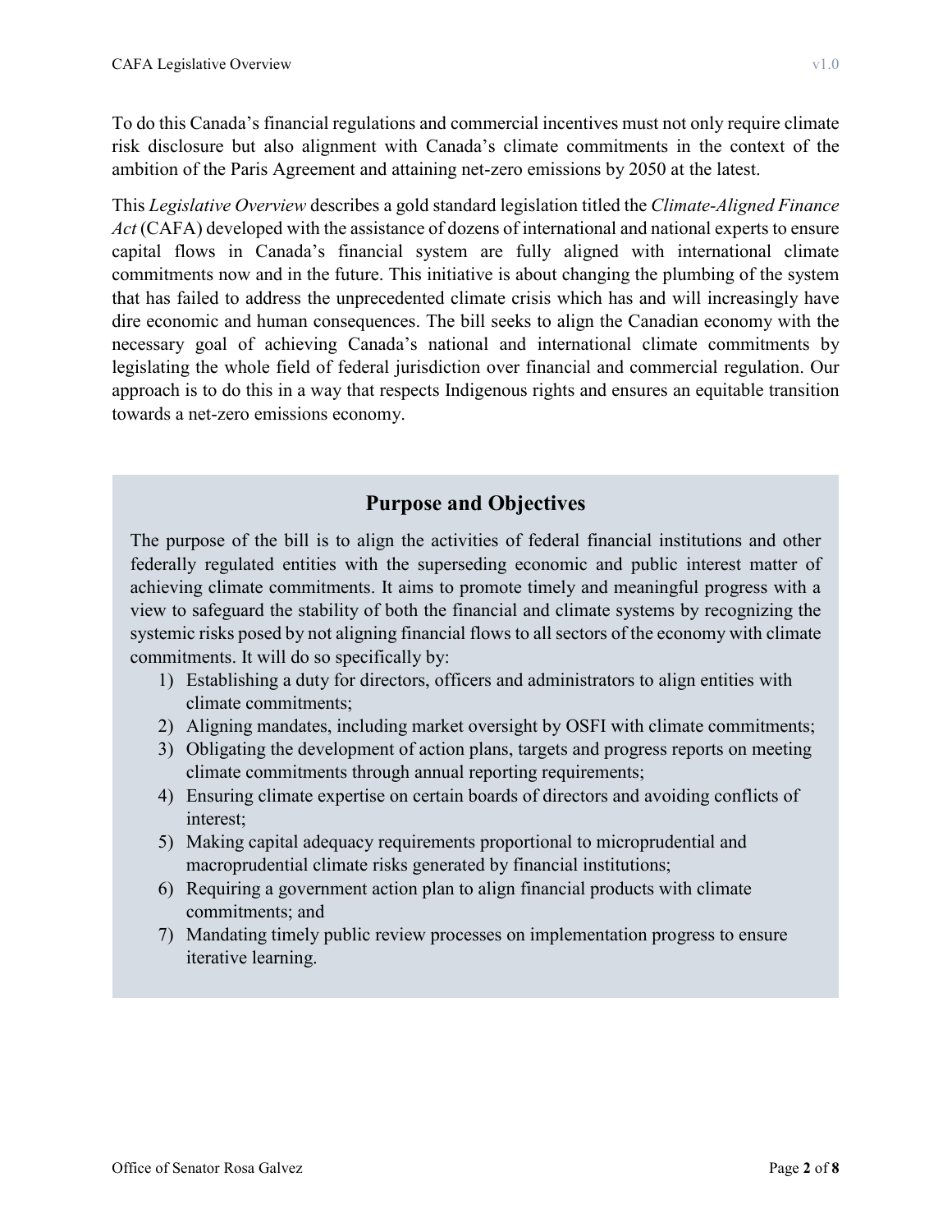To do this Canada's financial regulations and commercial incentives must not only require climate risk disclosure but also alignment with Canada's climate commitments in the context of the ambition of the Paris Agreement and attaining net-zero emissions by 2050 at the latest.

This *Legislative Overview* describes a gold standard legislation titled the *Climate-Aligned Finance Act* (CAFA) developed with the assistance of dozens of international and national experts to ensure capital flows in Canada's financial system are fully aligned with international climate commitments now and in the future. This initiative is about changing the plumbing of the system that has failed to address the unprecedented climate crisis which has and will increasingly have dire economic and human consequences. The bill seeks to align the Canadian economy with the necessary goal of achieving Canada's national and international climate commitments by legislating the whole field of federal jurisdiction over financial and commercial regulation. Our approach is to do this in a way that respects Indigenous rights and ensures an equitable transition towards a net-zero emissions economy.

## Purpose and Objectives

The purpose of the bill is to align the activities of federal financial institutions and other federally regulated entities with the superseding economic and public interest matter of achieving climate commitments. It aims to promote timely and meaningful progress with a view to safeguard the stability of both the financial and climate systems by recognizing the systemic risks posed by not aligning financial flows to all sectors of the economy with climate commitments. It will do so specifically by:

1) Establishing a duty for directors, officers and administrators to align entities with climate commitments;
2) Aligning mandates, including market oversight by OSFI with climate commitments;
3) Obligating the development of action plans, targets and progress reports on meeting climate commitments through annual reporting requirements;
4) Ensuring climate expertise on certain boards of directors and avoiding conflicts of interest;
5) Making capital adequacy requirements proportional to microprudential and macroprudential climate risks generated by financial institutions;
6) Requiring a government action plan to align financial products with climate commitments; and
7) Mandating timely public review processes on implementation progress to ensure iterative learning.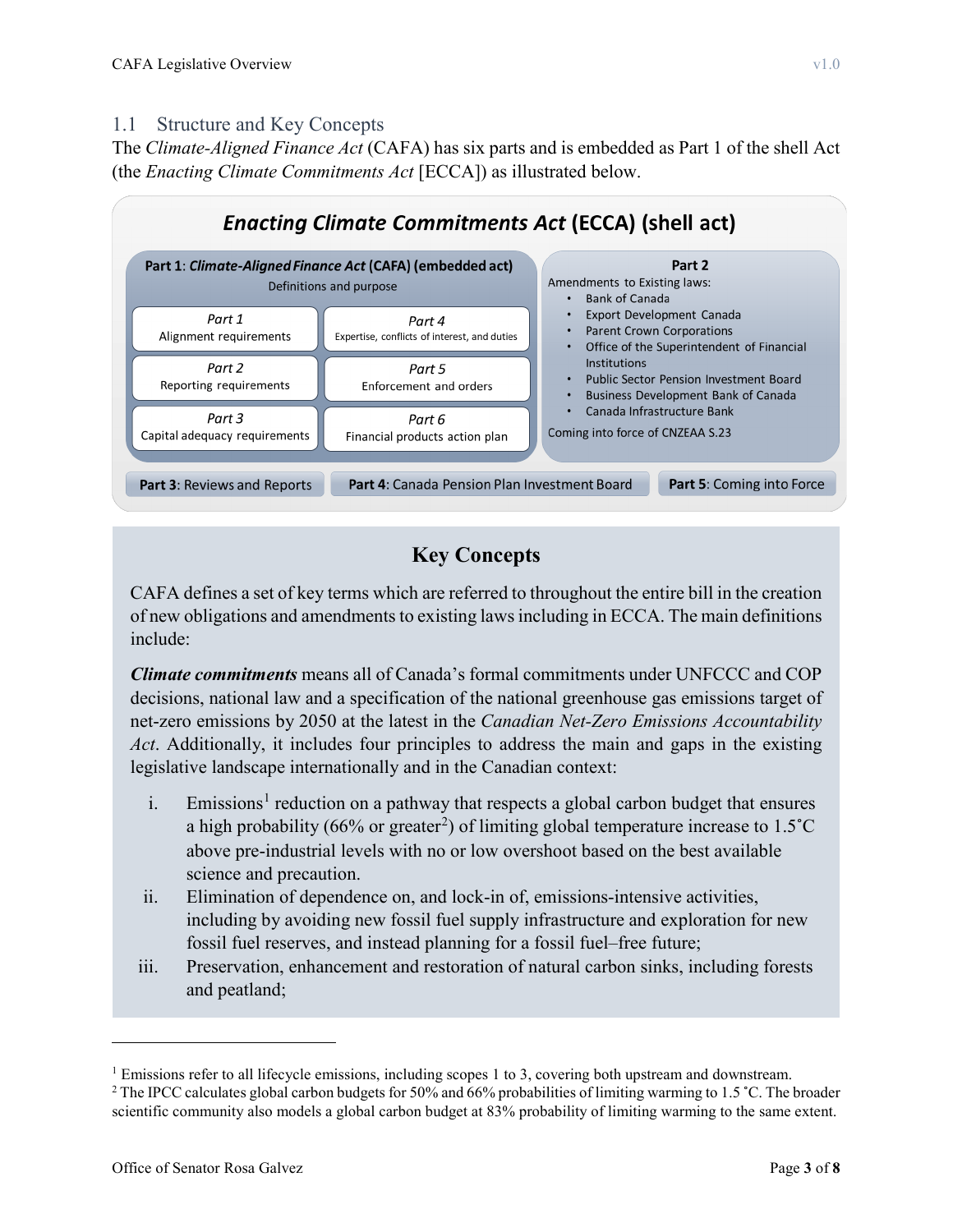## 1.1 Structure and Key Concepts

The *Climate-Aligned Finance Act* (CAFA) has six parts and is embedded as Part 1 of the shell Act (the *Enacting Climate Commitments Act* [ECCA]) as illustrated below.

***Enacting Climate Commitments Act*** **(ECCA) (shell act)**

**Part 1**: ***Climate-Aligned Finance Act*** **(CAFA) (embedded act)**

Definitions and purpose

- *Part 1* Alignment requirements
- *Part 2* Reporting requirements
- *Part 3* Capital adequacy requirements
- *Part 4* Expertise, conflicts of interest, and duties
- *Part 5* Enforcement and orders
- *Part 6* Financial products action plan

**Part 2**

Amendments to Existing laws:

- Bank of Canada
- Export Development Canada
- Parent Crown Corporations
- Office of the Superintendent of Financial Institutions
- Public Sector Pension Investment Board
- Business Development Bank of Canada
- Canada Infrastructure Bank

Coming into force of CNZEAA S.23

**Part 3**: Reviews and Reports

**Part 4**: Canada Pension Plan Investment Board

**Part 5**: Coming into Force

### Key Concepts

CAFA defines a set of key terms which are referred to throughout the entire bill in the creation of new obligations and amendments to existing laws including in ECCA. The main definitions include:

***Climate commitments*** means all of Canada's formal commitments under UNFCCC and COP decisions, national law and a specification of the national greenhouse gas emissions target of net-zero emissions by 2050 at the latest in the *Canadian Net-Zero Emissions Accountability Act*. Additionally, it includes four principles to address the main and gaps in the existing legislative landscape internationally and in the Canadian context:

i. Emissions[1] reduction on a pathway that respects a global carbon budget that ensures a high probability (66% or greater[2]) of limiting global temperature increase to 1.5˚C above pre-industrial levels with no or low overshoot based on the best available science and precaution.

ii. Elimination of dependence on, and lock-in of, emissions-intensive activities, including by avoiding new fossil fuel supply infrastructure and exploration for new fossil fuel reserves, and instead planning for a fossil fuel–free future;

iii. Preservation, enhancement and restoration of natural carbon sinks, including forests and peatland;

---

[1] Emissions refer to all lifecycle emissions, including scopes 1 to 3, covering both upstream and downstream.

[2] The IPCC calculates global carbon budgets for 50% and 66% probabilities of limiting warming to 1.5 ˚C. The broader scientific community also models a global carbon budget at 83% probability of limiting warming to the same extent.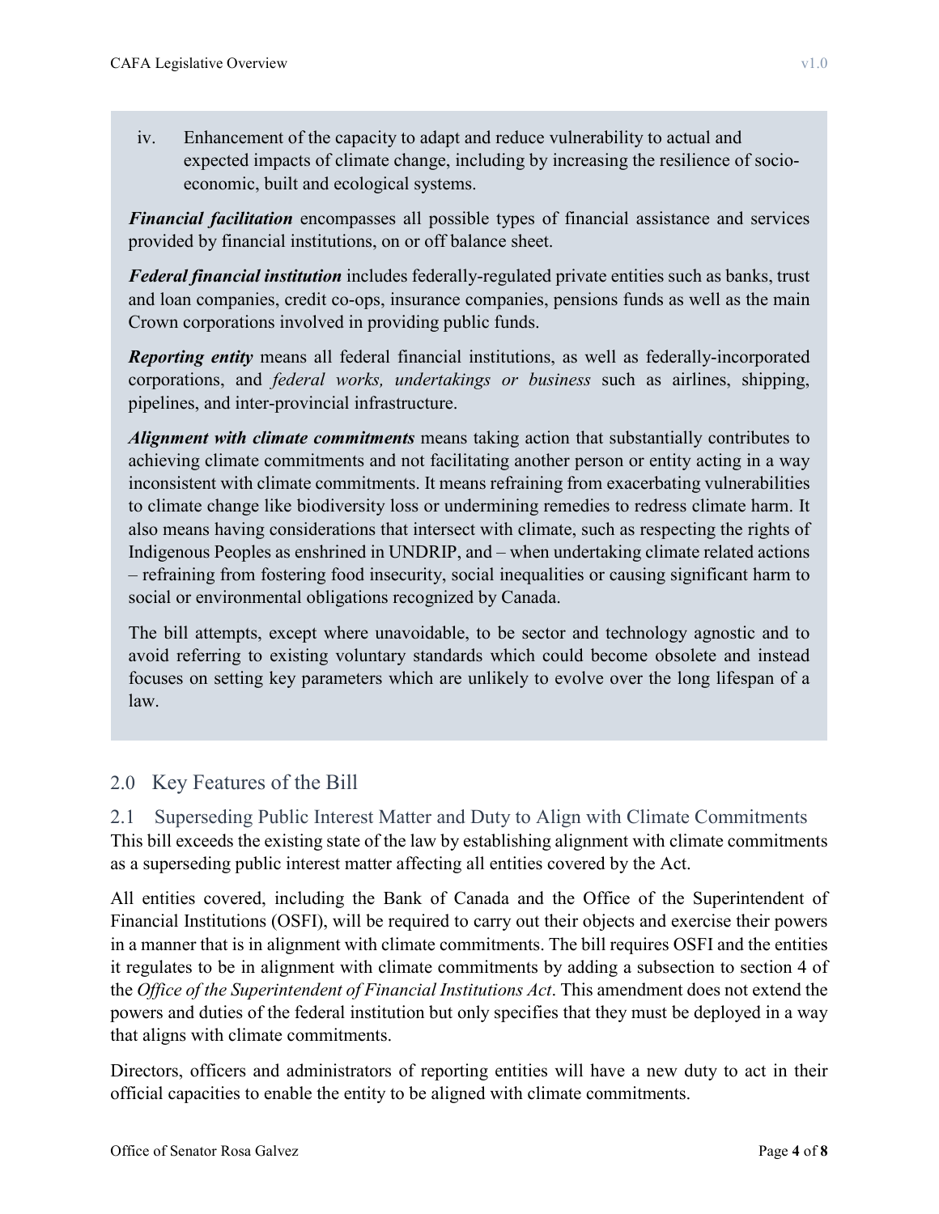iv. Enhancement of the capacity to adapt and reduce vulnerability to actual and expected impacts of climate change, including by increasing the resilience of socio-economic, built and ecological systems.

***Financial facilitation*** encompasses all possible types of financial assistance and services provided by financial institutions, on or off balance sheet.

***Federal financial institution*** includes federally-regulated private entities such as banks, trust and loan companies, credit co-ops, insurance companies, pensions funds as well as the main Crown corporations involved in providing public funds.

***Reporting entity*** means all federal financial institutions, as well as federally-incorporated corporations, and *federal works, undertakings or business* such as airlines, shipping, pipelines, and inter-provincial infrastructure.

***Alignment with climate commitments*** means taking action that substantially contributes to achieving climate commitments and not facilitating another person or entity acting in a way inconsistent with climate commitments. It means refraining from exacerbating vulnerabilities to climate change like biodiversity loss or undermining remedies to redress climate harm. It also means having considerations that intersect with climate, such as respecting the rights of Indigenous Peoples as enshrined in UNDRIP, and – when undertaking climate related actions – refraining from fostering food insecurity, social inequalities or causing significant harm to social or environmental obligations recognized by Canada.

The bill attempts, except where unavoidable, to be sector and technology agnostic and to avoid referring to existing voluntary standards which could become obsolete and instead focuses on setting key parameters which are unlikely to evolve over the long lifespan of a law.

## 2.0 Key Features of the Bill

### 2.1 Superseding Public Interest Matter and Duty to Align with Climate Commitments

This bill exceeds the existing state of the law by establishing alignment with climate commitments as a superseding public interest matter affecting all entities covered by the Act.

All entities covered, including the Bank of Canada and the Office of the Superintendent of Financial Institutions (OSFI), will be required to carry out their objects and exercise their powers in a manner that is in alignment with climate commitments. The bill requires OSFI and the entities it regulates to be in alignment with climate commitments by adding a subsection to section 4 of the *Office of the Superintendent of Financial Institutions Act*. This amendment does not extend the powers and duties of the federal institution but only specifies that they must be deployed in a way that aligns with climate commitments.

Directors, officers and administrators of reporting entities will have a new duty to act in their official capacities to enable the entity to be aligned with climate commitments.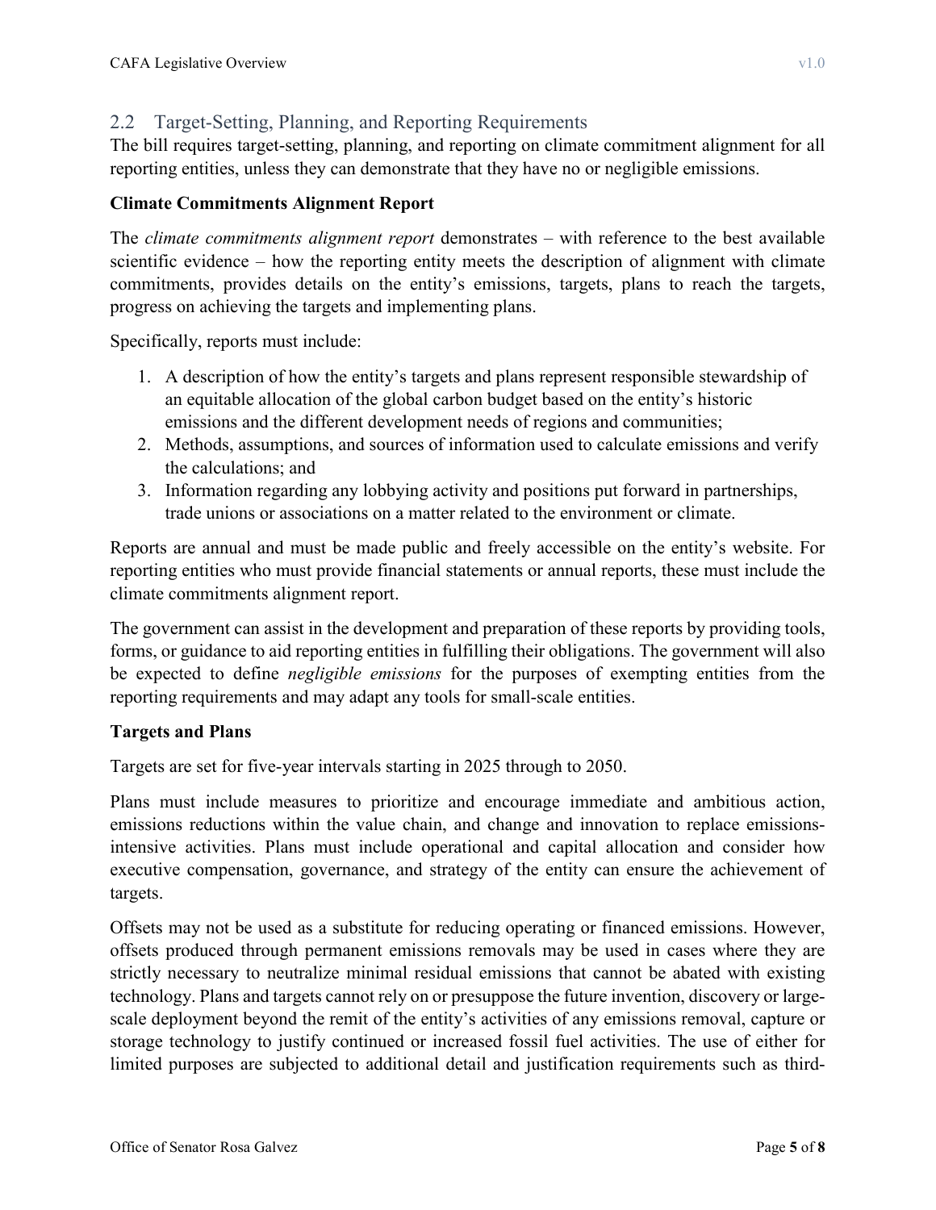## 2.2 Target-Setting, Planning, and Reporting Requirements

The bill requires target-setting, planning, and reporting on climate commitment alignment for all reporting entities, unless they can demonstrate that they have no or negligible emissions.

**Climate Commitments Alignment Report**

The *climate commitments alignment report* demonstrates – with reference to the best available scientific evidence – how the reporting entity meets the description of alignment with climate commitments, provides details on the entity's emissions, targets, plans to reach the targets, progress on achieving the targets and implementing plans.

Specifically, reports must include:

1. A description of how the entity's targets and plans represent responsible stewardship of an equitable allocation of the global carbon budget based on the entity's historic emissions and the different development needs of regions and communities;
2. Methods, assumptions, and sources of information used to calculate emissions and verify the calculations; and
3. Information regarding any lobbying activity and positions put forward in partnerships, trade unions or associations on a matter related to the environment or climate.

Reports are annual and must be made public and freely accessible on the entity's website. For reporting entities who must provide financial statements or annual reports, these must include the climate commitments alignment report.

The government can assist in the development and preparation of these reports by providing tools, forms, or guidance to aid reporting entities in fulfilling their obligations. The government will also be expected to define *negligible emissions* for the purposes of exempting entities from the reporting requirements and may adapt any tools for small-scale entities.

**Targets and Plans**

Targets are set for five-year intervals starting in 2025 through to 2050.

Plans must include measures to prioritize and encourage immediate and ambitious action, emissions reductions within the value chain, and change and innovation to replace emissions-intensive activities. Plans must include operational and capital allocation and consider how executive compensation, governance, and strategy of the entity can ensure the achievement of targets.

Offsets may not be used as a substitute for reducing operating or financed emissions. However, offsets produced through permanent emissions removals may be used in cases where they are strictly necessary to neutralize minimal residual emissions that cannot be abated with existing technology. Plans and targets cannot rely on or presuppose the future invention, discovery or large-scale deployment beyond the remit of the entity's activities of any emissions removal, capture or storage technology to justify continued or increased fossil fuel activities. The use of either for limited purposes are subjected to additional detail and justification requirements such as third-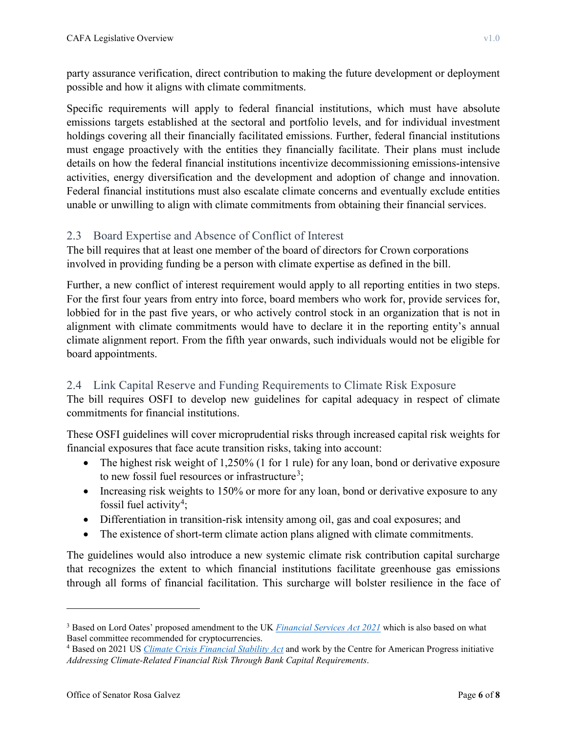party assurance verification, direct contribution to making the future development or deployment possible and how it aligns with climate commitments.

Specific requirements will apply to federal financial institutions, which must have absolute emissions targets established at the sectoral and portfolio levels, and for individual investment holdings covering all their financially facilitated emissions. Further, federal financial institutions must engage proactively with the entities they financially facilitate. Their plans must include details on how the federal financial institutions incentivize decommissioning emissions-intensive activities, energy diversification and the development and adoption of change and innovation. Federal financial institutions must also escalate climate concerns and eventually exclude entities unable or unwilling to align with climate commitments from obtaining their financial services.

## 2.3 Board Expertise and Absence of Conflict of Interest

The bill requires that at least one member of the board of directors for Crown corporations involved in providing funding be a person with climate expertise as defined in the bill.

Further, a new conflict of interest requirement would apply to all reporting entities in two steps. For the first four years from entry into force, board members who work for, provide services for, lobbied for in the past five years, or who actively control stock in an organization that is not in alignment with climate commitments would have to declare it in the reporting entity's annual climate alignment report. From the fifth year onwards, such individuals would not be eligible for board appointments.

## 2.4 Link Capital Reserve and Funding Requirements to Climate Risk Exposure

The bill requires OSFI to develop new guidelines for capital adequacy in respect of climate commitments for financial institutions.

These OSFI guidelines will cover microprudential risks through increased capital risk weights for financial exposures that face acute transition risks, taking into account:

- The highest risk weight of 1,250% (1 for 1 rule) for any loan, bond or derivative exposure to new fossil fuel resources or infrastructure[3];
- Increasing risk weights to 150% or more for any loan, bond or derivative exposure to any fossil fuel activity[4];
- Differentiation in transition-risk intensity among oil, gas and coal exposures; and
- The existence of short-term climate action plans aligned with climate commitments.

The guidelines would also introduce a new systemic climate risk contribution capital surcharge that recognizes the extent to which financial institutions facilitate greenhouse gas emissions through all forms of financial facilitation. This surcharge will bolster resilience in the face of

---

[3] Based on Lord Oates' proposed amendment to the UK *Financial Services Act 2021* which is also based on what Basel committee recommended for cryptocurrencies.

[4] Based on 2021 US *Climate Crisis Financial Stability Act* and work by the Centre for American Progress initiative *Addressing Climate-Related Financial Risk Through Bank Capital Requirements*.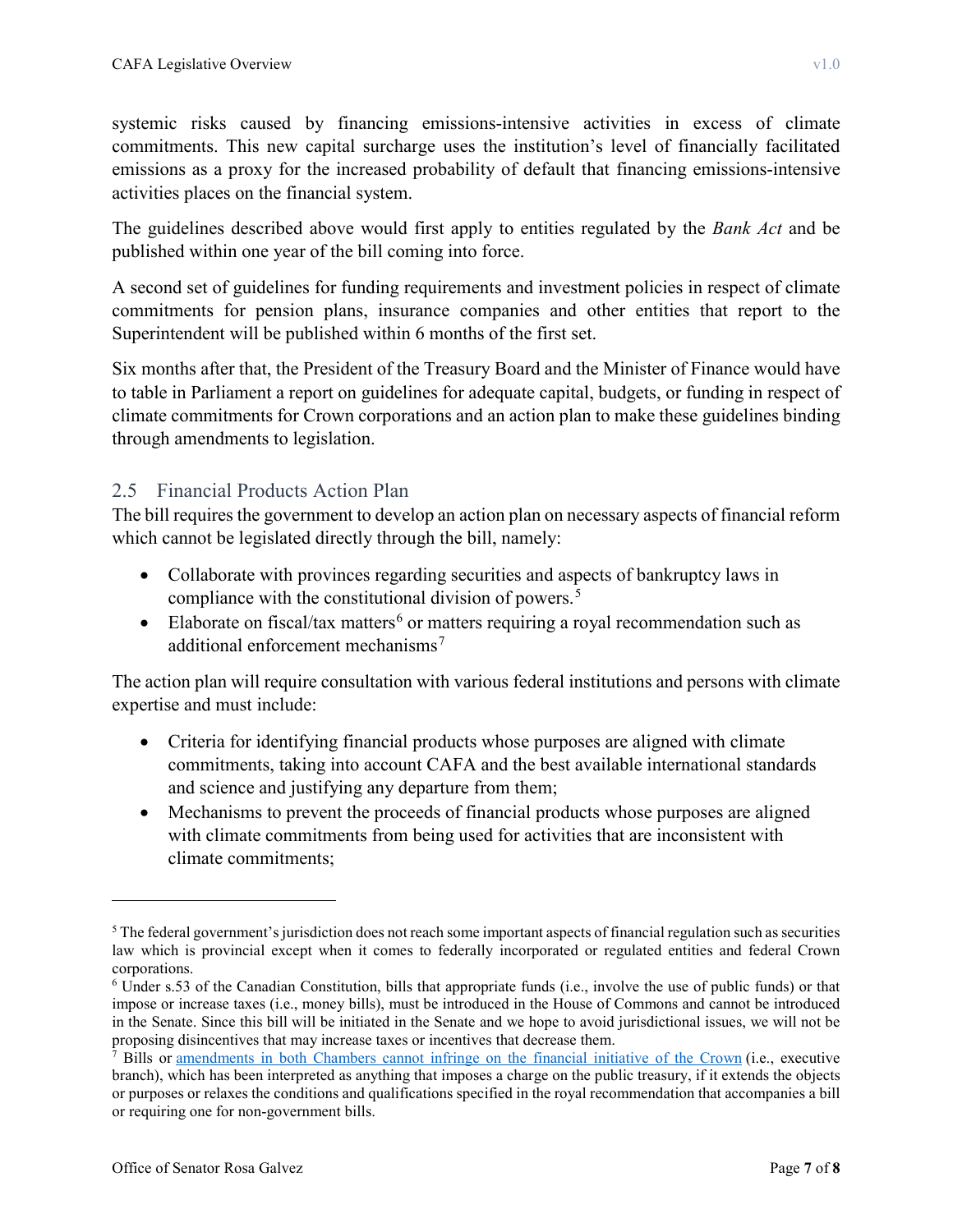systemic risks caused by financing emissions-intensive activities in excess of climate commitments. This new capital surcharge uses the institution's level of financially facilitated emissions as a proxy for the increased probability of default that financing emissions-intensive activities places on the financial system.

The guidelines described above would first apply to entities regulated by the *Bank Act* and be published within one year of the bill coming into force.

A second set of guidelines for funding requirements and investment policies in respect of climate commitments for pension plans, insurance companies and other entities that report to the Superintendent will be published within 6 months of the first set.

Six months after that, the President of the Treasury Board and the Minister of Finance would have to table in Parliament a report on guidelines for adequate capital, budgets, or funding in respect of climate commitments for Crown corporations and an action plan to make these guidelines binding through amendments to legislation.

## 2.5 Financial Products Action Plan

The bill requires the government to develop an action plan on necessary aspects of financial reform which cannot be legislated directly through the bill, namely:

- Collaborate with provinces regarding securities and aspects of bankruptcy laws in compliance with the constitutional division of powers.[5]
- Elaborate on fiscal/tax matters[6] or matters requiring a royal recommendation such as additional enforcement mechanisms[7]

The action plan will require consultation with various federal institutions and persons with climate expertise and must include:

- Criteria for identifying financial products whose purposes are aligned with climate commitments, taking into account CAFA and the best available international standards and science and justifying any departure from them;
- Mechanisms to prevent the proceeds of financial products whose purposes are aligned with climate commitments from being used for activities that are inconsistent with climate commitments;

---

[5] The federal government's jurisdiction does not reach some important aspects of financial regulation such as securities law which is provincial except when it comes to federally incorporated or regulated entities and federal Crown corporations.

[6] Under s.53 of the Canadian Constitution, bills that appropriate funds (i.e., involve the use of public funds) or that impose or increase taxes (i.e., money bills), must be introduced in the House of Commons and cannot be introduced in the Senate. Since this bill will be initiated in the Senate and we hope to avoid jurisdictional issues, we will not be proposing disincentives that may increase taxes or incentives that decrease them.

[7] Bills or amendments in both Chambers cannot infringe on the financial initiative of the Crown (i.e., executive branch), which has been interpreted as anything that imposes a charge on the public treasury, if it extends the objects or purposes or relaxes the conditions and qualifications specified in the royal recommendation that accompanies a bill or requiring one for non-government bills.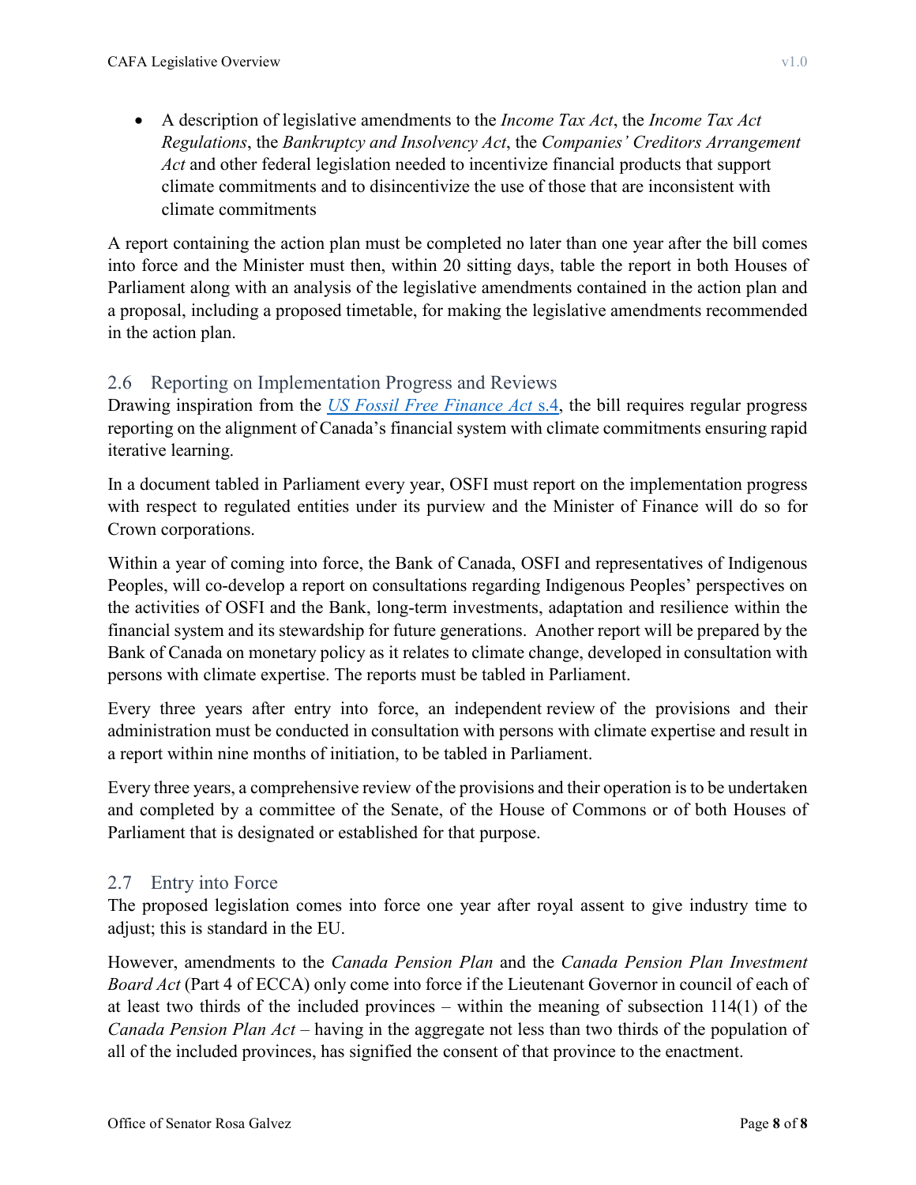- A description of legislative amendments to the *Income Tax Act*, the *Income Tax Act Regulations*, the *Bankruptcy and Insolvency Act*, the *Companies' Creditors Arrangement Act* and other federal legislation needed to incentivize financial products that support climate commitments and to disincentivize the use of those that are inconsistent with climate commitments

A report containing the action plan must be completed no later than one year after the bill comes into force and the Minister must then, within 20 sitting days, table the report in both Houses of Parliament along with an analysis of the legislative amendments contained in the action plan and a proposal, including a proposed timetable, for making the legislative amendments recommended in the action plan.

## 2.6 Reporting on Implementation Progress and Reviews

Drawing inspiration from the *US Fossil Free Finance Act* s.4, the bill requires regular progress reporting on the alignment of Canada's financial system with climate commitments ensuring rapid iterative learning.

In a document tabled in Parliament every year, OSFI must report on the implementation progress with respect to regulated entities under its purview and the Minister of Finance will do so for Crown corporations.

Within a year of coming into force, the Bank of Canada, OSFI and representatives of Indigenous Peoples, will co-develop a report on consultations regarding Indigenous Peoples' perspectives on the activities of OSFI and the Bank, long-term investments, adaptation and resilience within the financial system and its stewardship for future generations. Another report will be prepared by the Bank of Canada on monetary policy as it relates to climate change, developed in consultation with persons with climate expertise. The reports must be tabled in Parliament.

Every three years after entry into force, an independent review of the provisions and their administration must be conducted in consultation with persons with climate expertise and result in a report within nine months of initiation, to be tabled in Parliament.

Every three years, a comprehensive review of the provisions and their operation is to be undertaken and completed by a committee of the Senate, of the House of Commons or of both Houses of Parliament that is designated or established for that purpose.

## 2.7 Entry into Force

The proposed legislation comes into force one year after royal assent to give industry time to adjust; this is standard in the EU.

However, amendments to the *Canada Pension Plan* and the *Canada Pension Plan Investment Board Act* (Part 4 of ECCA) only come into force if the Lieutenant Governor in council of each of at least two thirds of the included provinces – within the meaning of subsection 114(1) of the *Canada Pension Plan Act* – having in the aggregate not less than two thirds of the population of all of the included provinces, has signified the consent of that province to the enactment.